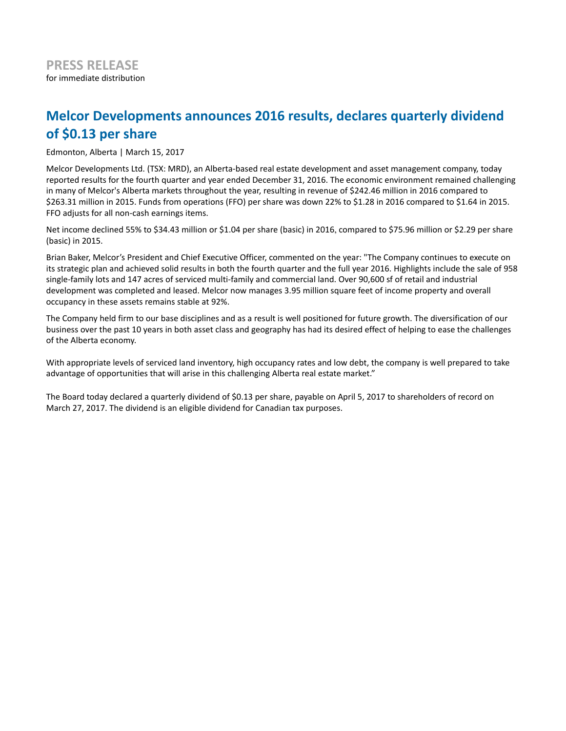**PRESS RELEASE**
for immediate distribution

# Melcor Developments announces 2016 results, declares quarterly dividend of $0.13 per share

Edmonton, Alberta | March 15, 2017

Melcor Developments Ltd. (TSX: MRD), an Alberta-based real estate development and asset management company, today reported results for the fourth quarter and year ended December 31, 2016. The economic environment remained challenging in many of Melcor's Alberta markets throughout the year, resulting in revenue of $242.46 million in 2016 compared to $263.31 million in 2015. Funds from operations (FFO) per share was down 22% to $1.28 in 2016 compared to $1.64 in 2015. FFO adjusts for all non-cash earnings items.

Net income declined 55% to $34.43 million or $1.04 per share (basic) in 2016, compared to $75.96 million or $2.29 per share (basic) in 2015.

Brian Baker, Melcor's President and Chief Executive Officer, commented on the year: "The Company continues to execute on its strategic plan and achieved solid results in both the fourth quarter and the full year 2016. Highlights include the sale of 958 single-family lots and 147 acres of serviced multi-family and commercial land. Over 90,600 sf of retail and industrial development was completed and leased. Melcor now manages 3.95 million square feet of income property and overall occupancy in these assets remains stable at 92%.

The Company held firm to our base disciplines and as a result is well positioned for future growth. The diversification of our business over the past 10 years in both asset class and geography has had its desired effect of helping to ease the challenges of the Alberta economy.

With appropriate levels of serviced land inventory, high occupancy rates and low debt, the company is well prepared to take advantage of opportunities that will arise in this challenging Alberta real estate market."

The Board today declared a quarterly dividend of $0.13 per share, payable on April 5, 2017 to shareholders of record on March 27, 2017. The dividend is an eligible dividend for Canadian tax purposes.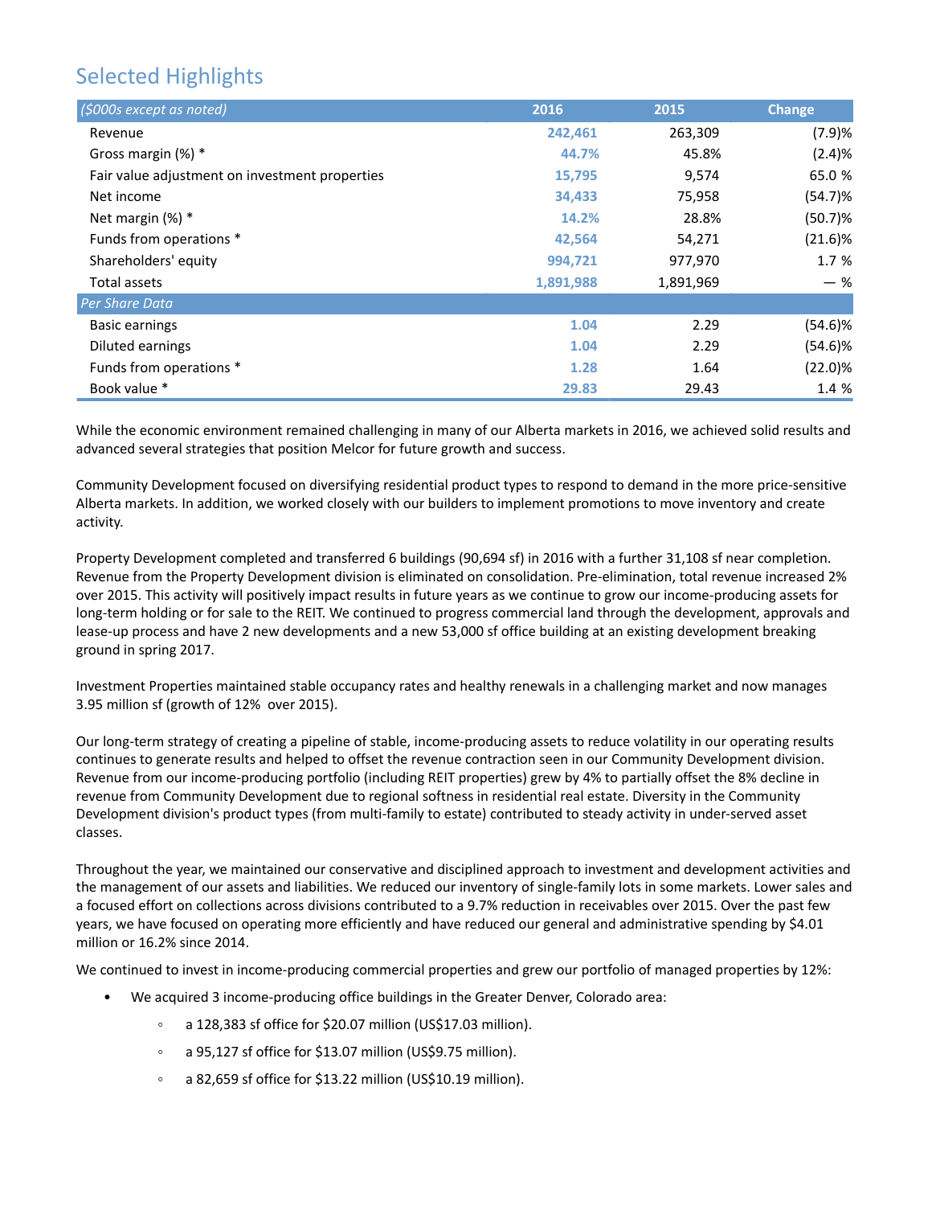## Selected Highlights

| ($000s except as noted) | 2016 | 2015 | Change |
|---|---|---|---|
| Revenue | 242,461 | 263,309 | (7.9)% |
| Gross margin (%) * | 44.7% | 45.8% | (2.4)% |
| Fair value adjustment on investment properties | 15,795 | 9,574 | 65.0 % |
| Net income | 34,433 | 75,958 | (54.7)% |
| Net margin (%) * | 14.2% | 28.8% | (50.7)% |
| Funds from operations * | 42,564 | 54,271 | (21.6)% |
| Shareholders' equity | 994,721 | 977,970 | 1.7 % |
| Total assets | 1,891,988 | 1,891,969 | — % |
| *Per Share Data* | | | |
| Basic earnings | 1.04 | 2.29 | (54.6)% |
| Diluted earnings | 1.04 | 2.29 | (54.6)% |
| Funds from operations * | 1.28 | 1.64 | (22.0)% |
| Book value * | 29.83 | 29.43 | 1.4 % |

While the economic environment remained challenging in many of our Alberta markets in 2016, we achieved solid results and advanced several strategies that position Melcor for future growth and success.

Community Development focused on diversifying residential product types to respond to demand in the more price-sensitive Alberta markets. In addition, we worked closely with our builders to implement promotions to move inventory and create activity.

Property Development completed and transferred 6 buildings (90,694 sf) in 2016 with a further 31,108 sf near completion. Revenue from the Property Development division is eliminated on consolidation. Pre-elimination, total revenue increased 2% over 2015. This activity will positively impact results in future years as we continue to grow our income-producing assets for long-term holding or for sale to the REIT. We continued to progress commercial land through the development, approvals and lease-up process and have 2 new developments and a new 53,000 sf office building at an existing development breaking ground in spring 2017.

Investment Properties maintained stable occupancy rates and healthy renewals in a challenging market and now manages 3.95 million sf (growth of 12% over 2015).

Our long-term strategy of creating a pipeline of stable, income-producing assets to reduce volatility in our operating results continues to generate results and helped to offset the revenue contraction seen in our Community Development division. Revenue from our income-producing portfolio (including REIT properties) grew by 4% to partially offset the 8% decline in revenue from Community Development due to regional softness in residential real estate. Diversity in the Community Development division's product types (from multi-family to estate) contributed to steady activity in under-served asset classes.

Throughout the year, we maintained our conservative and disciplined approach to investment and development activities and the management of our assets and liabilities. We reduced our inventory of single-family lots in some markets. Lower sales and a focused effort on collections across divisions contributed to a 9.7% reduction in receivables over 2015. Over the past few years, we have focused on operating more efficiently and have reduced our general and administrative spending by $4.01 million or 16.2% since 2014.

We continued to invest in income-producing commercial properties and grew our portfolio of managed properties by 12%:

- We acquired 3 income-producing office buildings in the Greater Denver, Colorado area:
  - a 128,383 sf office for $20.07 million (US$17.03 million).
  - a 95,127 sf office for $13.07 million (US$9.75 million).
  - a 82,659 sf office for $13.22 million (US$10.19 million).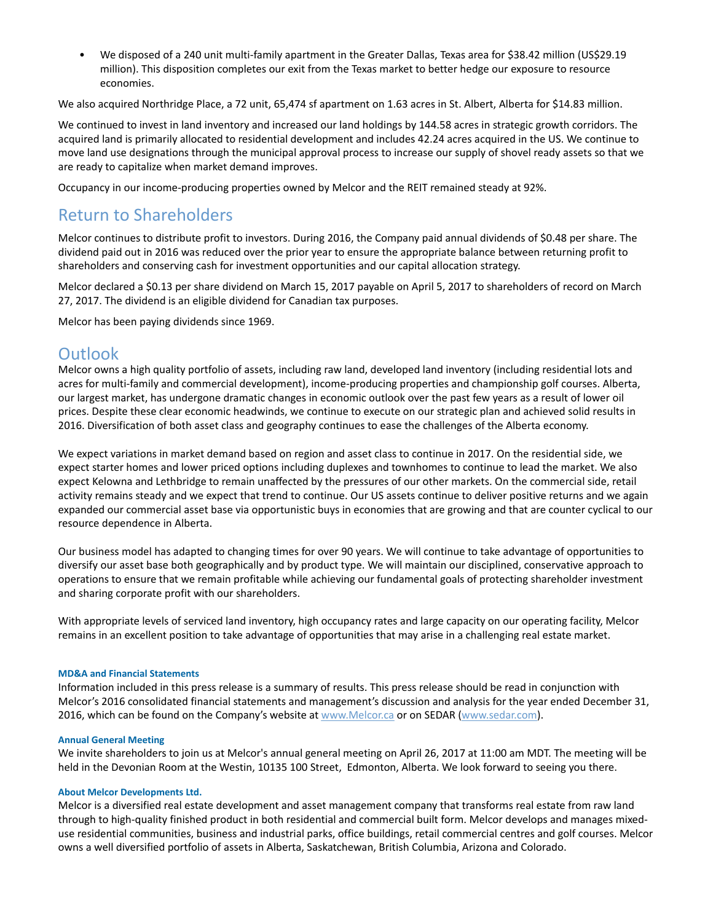- We disposed of a 240 unit multi-family apartment in the Greater Dallas, Texas area for $38.42 million (US$29.19 million). This disposition completes our exit from the Texas market to better hedge our exposure to resource economies.

We also acquired Northridge Place, a 72 unit, 65,474 sf apartment on 1.63 acres in St. Albert, Alberta for $14.83 million.

We continued to invest in land inventory and increased our land holdings by 144.58 acres in strategic growth corridors. The acquired land is primarily allocated to residential development and includes 42.24 acres acquired in the US. We continue to move land use designations through the municipal approval process to increase our supply of shovel ready assets so that we are ready to capitalize when market demand improves.

Occupancy in our income-producing properties owned by Melcor and the REIT remained steady at 92%.

## Return to Shareholders

Melcor continues to distribute profit to investors. During 2016, the Company paid annual dividends of $0.48 per share. The dividend paid out in 2016 was reduced over the prior year to ensure the appropriate balance between returning profit to shareholders and conserving cash for investment opportunities and our capital allocation strategy.

Melcor declared a $0.13 per share dividend on March 15, 2017 payable on April 5, 2017 to shareholders of record on March 27, 2017. The dividend is an eligible dividend for Canadian tax purposes.

Melcor has been paying dividends since 1969.

## Outlook

Melcor owns a high quality portfolio of assets, including raw land, developed land inventory (including residential lots and acres for multi-family and commercial development), income-producing properties and championship golf courses. Alberta, our largest market, has undergone dramatic changes in economic outlook over the past few years as a result of lower oil prices. Despite these clear economic headwinds, we continue to execute on our strategic plan and achieved solid results in 2016. Diversification of both asset class and geography continues to ease the challenges of the Alberta economy.

We expect variations in market demand based on region and asset class to continue in 2017. On the residential side, we expect starter homes and lower priced options including duplexes and townhomes to continue to lead the market. We also expect Kelowna and Lethbridge to remain unaffected by the pressures of our other markets. On the commercial side, retail activity remains steady and we expect that trend to continue. Our US assets continue to deliver positive returns and we again expanded our commercial asset base via opportunistic buys in economies that are growing and that are counter cyclical to our resource dependence in Alberta.

Our business model has adapted to changing times for over 90 years. We will continue to take advantage of opportunities to diversify our asset base both geographically and by product type. We will maintain our disciplined, conservative approach to operations to ensure that we remain profitable while achieving our fundamental goals of protecting shareholder investment and sharing corporate profit with our shareholders.

With appropriate levels of serviced land inventory, high occupancy rates and large capacity on our operating facility, Melcor remains in an excellent position to take advantage of opportunities that may arise in a challenging real estate market.

#### MD&A and Financial Statements

Information included in this press release is a summary of results. This press release should be read in conjunction with Melcor's 2016 consolidated financial statements and management's discussion and analysis for the year ended December 31, 2016, which can be found on the Company's website at www.Melcor.ca or on SEDAR (www.sedar.com).

#### Annual General Meeting

We invite shareholders to join us at Melcor's annual general meeting on April 26, 2017 at 11:00 am MDT. The meeting will be held in the Devonian Room at the Westin, 10135 100 Street, Edmonton, Alberta. We look forward to seeing you there.

#### About Melcor Developments Ltd.

Melcor is a diversified real estate development and asset management company that transforms real estate from raw land through to high-quality finished product in both residential and commercial built form. Melcor develops and manages mixed-use residential communities, business and industrial parks, office buildings, retail commercial centres and golf courses. Melcor owns a well diversified portfolio of assets in Alberta, Saskatchewan, British Columbia, Arizona and Colorado.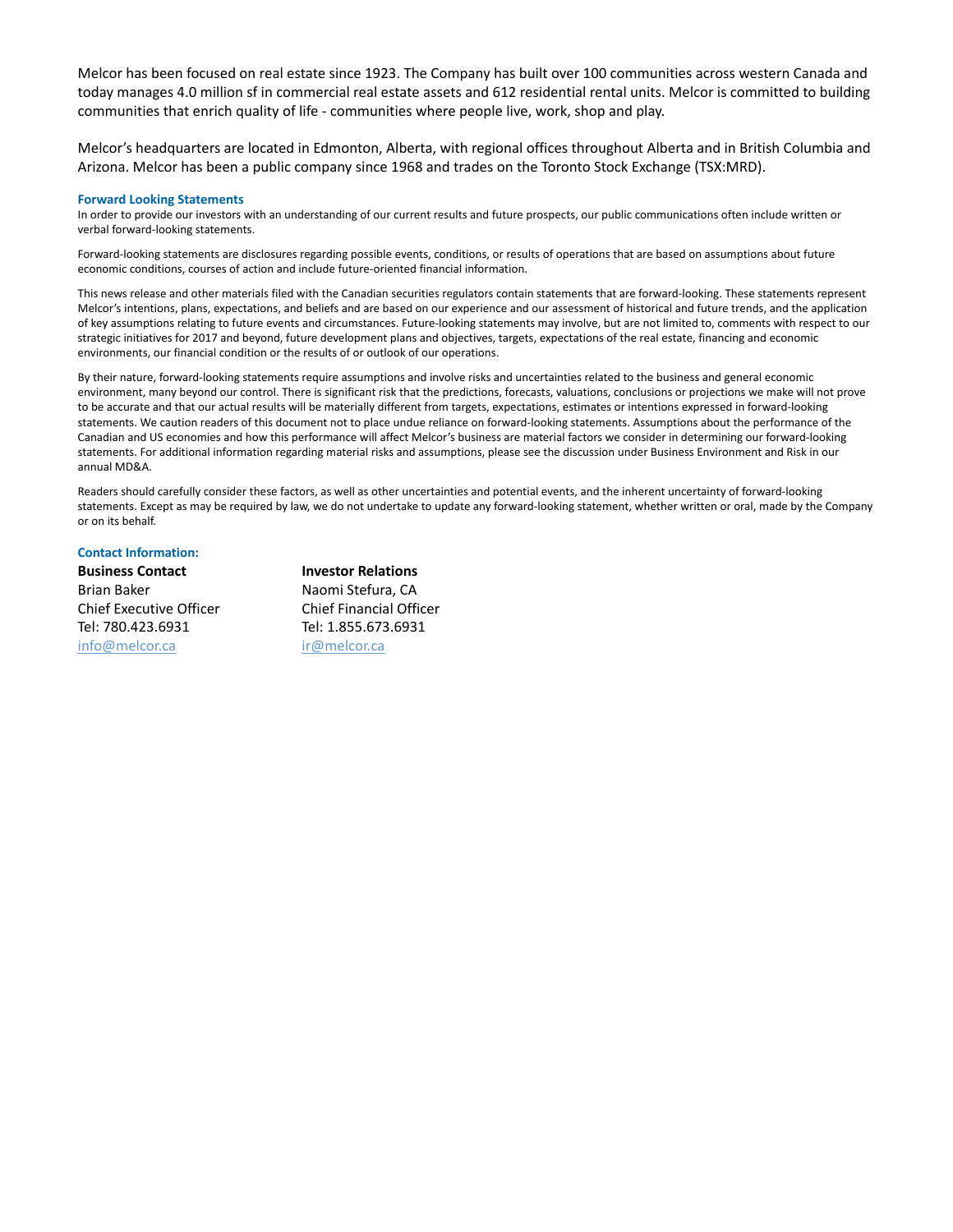Melcor has been focused on real estate since 1923. The Company has built over 100 communities across western Canada and today manages 4.0 million sf in commercial real estate assets and 612 residential rental units. Melcor is committed to building communities that enrich quality of life - communities where people live, work, shop and play.

Melcor's headquarters are located in Edmonton, Alberta, with regional offices throughout Alberta and in British Columbia and Arizona. Melcor has been a public company since 1968 and trades on the Toronto Stock Exchange (TSX:MRD).

### Forward Looking Statements

In order to provide our investors with an understanding of our current results and future prospects, our public communications often include written or verbal forward-looking statements.

Forward-looking statements are disclosures regarding possible events, conditions, or results of operations that are based on assumptions about future economic conditions, courses of action and include future-oriented financial information.

This news release and other materials filed with the Canadian securities regulators contain statements that are forward-looking. These statements represent Melcor's intentions, plans, expectations, and beliefs and are based on our experience and our assessment of historical and future trends, and the application of key assumptions relating to future events and circumstances. Future-looking statements may involve, but are not limited to, comments with respect to our strategic initiatives for 2017 and beyond, future development plans and objectives, targets, expectations of the real estate, financing and economic environments, our financial condition or the results of or outlook of our operations.

By their nature, forward-looking statements require assumptions and involve risks and uncertainties related to the business and general economic environment, many beyond our control. There is significant risk that the predictions, forecasts, valuations, conclusions or projections we make will not prove to be accurate and that our actual results will be materially different from targets, expectations, estimates or intentions expressed in forward-looking statements. We caution readers of this document not to place undue reliance on forward-looking statements. Assumptions about the performance of the Canadian and US economies and how this performance will affect Melcor's business are material factors we consider in determining our forward-looking statements. For additional information regarding material risks and assumptions, please see the discussion under Business Environment and Risk in our annual MD&A.

Readers should carefully consider these factors, as well as other uncertainties and potential events, and the inherent uncertainty of forward-looking statements. Except as may be required by law, we do not undertake to update any forward-looking statement, whether written or oral, made by the Company or on its behalf.

### Contact Information:

**Business Contact**
Brian Baker
Chief Executive Officer
Tel: 780.423.6931
info@melcor.ca

**Investor Relations**
Naomi Stefura, CA
Chief Financial Officer
Tel: 1.855.673.6931
ir@melcor.ca